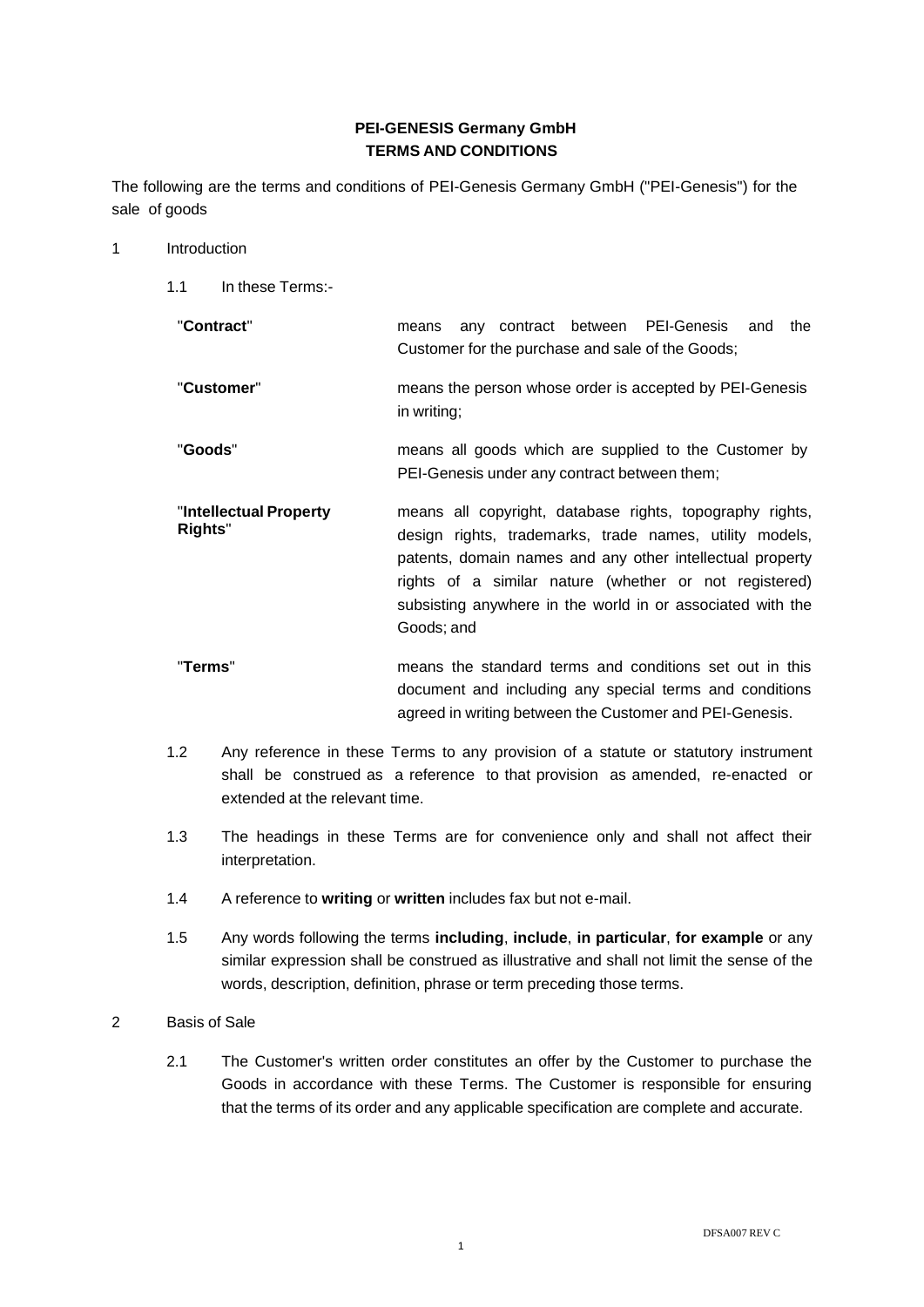**PEI-GENESIS Germany GmbH**
**TERMS AND CONDITIONS**

The following are the terms and conditions of PEI-Genesis Germany GmbH ("PEI-Genesis") for the sale of goods

1 Introduction

1.1 In these Terms:-

| | |
|---|---|
| "**Contract**" | means any contract between PEI-Genesis and the Customer for the purchase and sale of the Goods; |
| "**Customer**" | means the person whose order is accepted by PEI-Genesis in writing; |
| "**Goods**" | means all goods which are supplied to the Customer by PEI-Genesis under any contract between them; |
| "**Intellectual Property Rights**" | means all copyright, database rights, topography rights, design rights, trademarks, trade names, utility models, patents, domain names and any other intellectual property rights of a similar nature (whether or not registered) subsisting anywhere in the world in or associated with the Goods; and |
| "**Terms**" | means the standard terms and conditions set out in this document and including any special terms and conditions agreed in writing between the Customer and PEI-Genesis. |

1.2 Any reference in these Terms to any provision of a statute or statutory instrument shall be construed as a reference to that provision as amended, re-enacted or extended at the relevant time.

1.3 The headings in these Terms are for convenience only and shall not affect their interpretation.

1.4 A reference to **writing** or **written** includes fax but not e-mail.

1.5 Any words following the terms **including**, **include**, **in particular**, **for example** or any similar expression shall be construed as illustrative and shall not limit the sense of the words, description, definition, phrase or term preceding those terms.

2 Basis of Sale

2.1 The Customer's written order constitutes an offer by the Customer to purchase the Goods in accordance with these Terms. The Customer is responsible for ensuring that the terms of its order and any applicable specification are complete and accurate.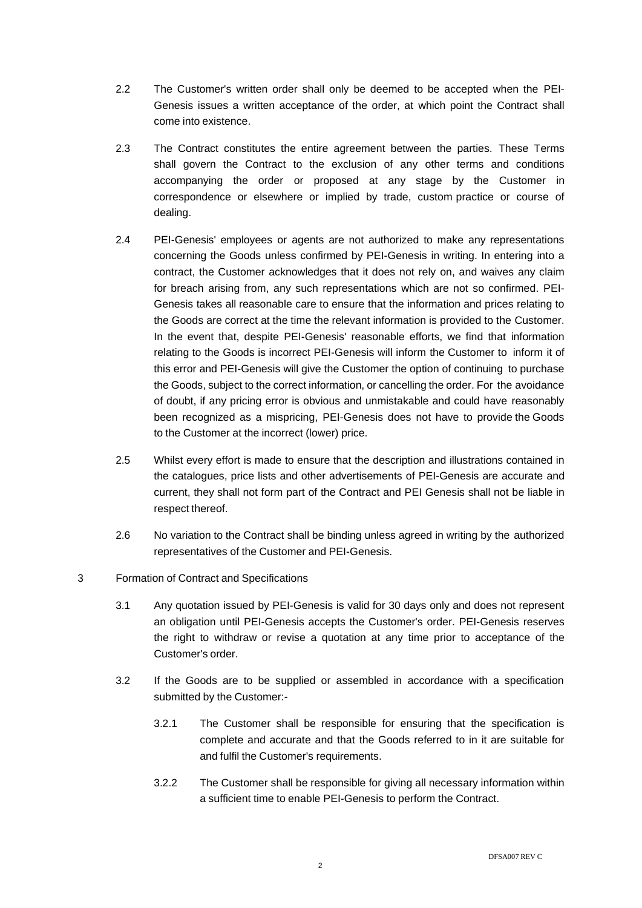2.2 The Customer's written order shall only be deemed to be accepted when the PEI-Genesis issues a written acceptance of the order, at which point the Contract shall come into existence.

2.3 The Contract constitutes the entire agreement between the parties. These Terms shall govern the Contract to the exclusion of any other terms and conditions accompanying the order or proposed at any stage by the Customer in correspondence or elsewhere or implied by trade, custom practice or course of dealing.

2.4 PEI-Genesis' employees or agents are not authorized to make any representations concerning the Goods unless confirmed by PEI-Genesis in writing. In entering into a contract, the Customer acknowledges that it does not rely on, and waives any claim for breach arising from, any such representations which are not so confirmed. PEI-Genesis takes all reasonable care to ensure that the information and prices relating to the Goods are correct at the time the relevant information is provided to the Customer. In the event that, despite PEI-Genesis' reasonable efforts, we find that information relating to the Goods is incorrect PEI-Genesis will inform the Customer to inform it of this error and PEI-Genesis will give the Customer the option of continuing to purchase the Goods, subject to the correct information, or cancelling the order. For the avoidance of doubt, if any pricing error is obvious and unmistakable and could have reasonably been recognized as a mispricing, PEI-Genesis does not have to provide the Goods to the Customer at the incorrect (lower) price.

2.5 Whilst every effort is made to ensure that the description and illustrations contained in the catalogues, price lists and other advertisements of PEI-Genesis are accurate and current, they shall not form part of the Contract and PEI Genesis shall not be liable in respect thereof.

2.6 No variation to the Contract shall be binding unless agreed in writing by the authorized representatives of the Customer and PEI-Genesis.

3 Formation of Contract and Specifications

3.1 Any quotation issued by PEI-Genesis is valid for 30 days only and does not represent an obligation until PEI-Genesis accepts the Customer's order. PEI-Genesis reserves the right to withdraw or revise a quotation at any time prior to acceptance of the Customer's order.

3.2 If the Goods are to be supplied or assembled in accordance with a specification submitted by the Customer:-

3.2.1 The Customer shall be responsible for ensuring that the specification is complete and accurate and that the Goods referred to in it are suitable for and fulfil the Customer's requirements.

3.2.2 The Customer shall be responsible for giving all necessary information within a sufficient time to enable PEI-Genesis to perform the Contract.

DFSA007 REV C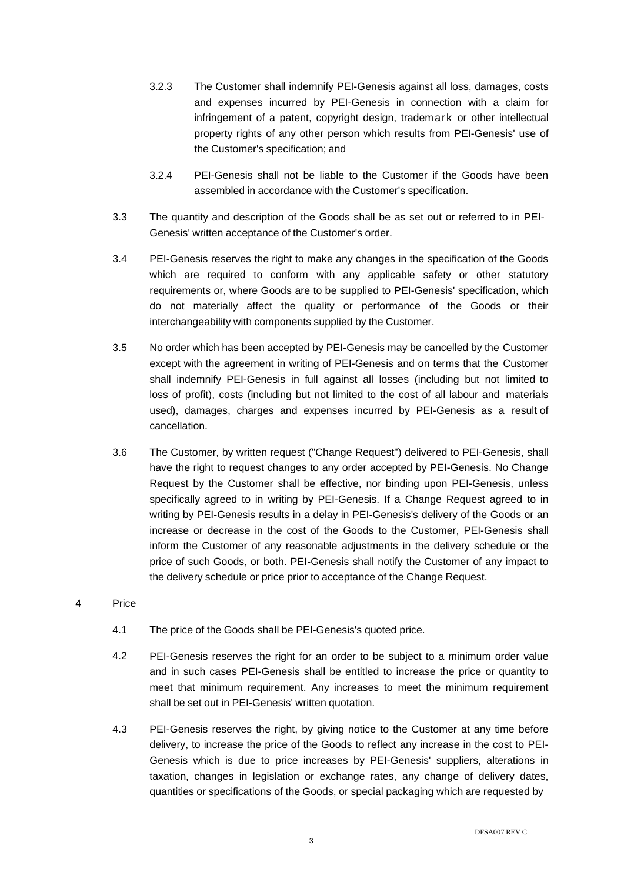3.2.3 The Customer shall indemnify PEI-Genesis against all loss, damages, costs and expenses incurred by PEI-Genesis in connection with a claim for infringement of a patent, copyright design, trademark or other intellectual property rights of any other person which results from PEI-Genesis' use of the Customer's specification; and

3.2.4 PEI-Genesis shall not be liable to the Customer if the Goods have been assembled in accordance with the Customer's specification.

3.3 The quantity and description of the Goods shall be as set out or referred to in PEI-Genesis' written acceptance of the Customer's order.

3.4 PEI-Genesis reserves the right to make any changes in the specification of the Goods which are required to conform with any applicable safety or other statutory requirements or, where Goods are to be supplied to PEI-Genesis' specification, which do not materially affect the quality or performance of the Goods or their interchangeability with components supplied by the Customer.

3.5 No order which has been accepted by PEI-Genesis may be cancelled by the Customer except with the agreement in writing of PEI-Genesis and on terms that the Customer shall indemnify PEI-Genesis in full against all losses (including but not limited to loss of profit), costs (including but not limited to the cost of all labour and materials used), damages, charges and expenses incurred by PEI-Genesis as a result of cancellation.

3.6 The Customer, by written request ("Change Request") delivered to PEI-Genesis, shall have the right to request changes to any order accepted by PEI-Genesis. No Change Request by the Customer shall be effective, nor binding upon PEI-Genesis, unless specifically agreed to in writing by PEI-Genesis. If a Change Request agreed to in writing by PEI-Genesis results in a delay in PEI-Genesis's delivery of the Goods or an increase or decrease in the cost of the Goods to the Customer, PEI-Genesis shall inform the Customer of any reasonable adjustments in the delivery schedule or the price of such Goods, or both. PEI-Genesis shall notify the Customer of any impact to the delivery schedule or price prior to acceptance of the Change Request.

4 Price

4.1 The price of the Goods shall be PEI-Genesis's quoted price.

4.2 PEI-Genesis reserves the right for an order to be subject to a minimum order value and in such cases PEI-Genesis shall be entitled to increase the price or quantity to meet that minimum requirement. Any increases to meet the minimum requirement shall be set out in PEI-Genesis' written quotation.

4.3 PEI-Genesis reserves the right, by giving notice to the Customer at any time before delivery, to increase the price of the Goods to reflect any increase in the cost to PEI-Genesis which is due to price increases by PEI-Genesis' suppliers, alterations in taxation, changes in legislation or exchange rates, any change of delivery dates, quantities or specifications of the Goods, or special packaging which are requested by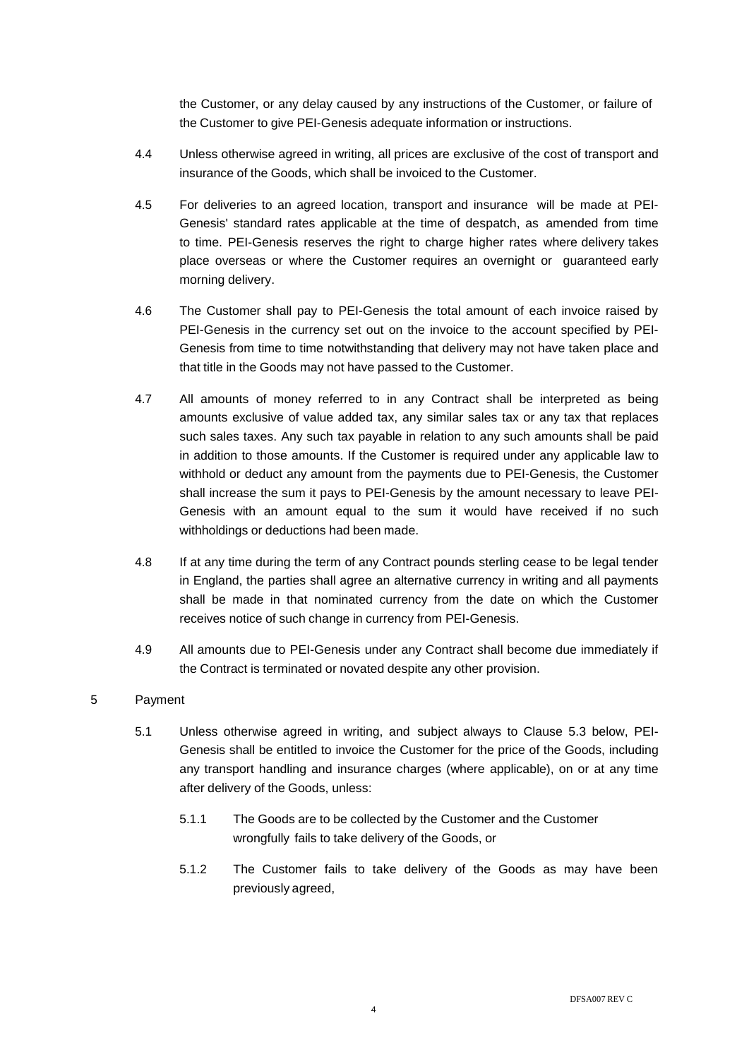the Customer, or any delay caused by any instructions of the Customer, or failure of the Customer to give PEI-Genesis adequate information or instructions.

4.4 Unless otherwise agreed in writing, all prices are exclusive of the cost of transport and insurance of the Goods, which shall be invoiced to the Customer.

4.5 For deliveries to an agreed location, transport and insurance will be made at PEI-Genesis' standard rates applicable at the time of despatch, as amended from time to time. PEI-Genesis reserves the right to charge higher rates where delivery takes place overseas or where the Customer requires an overnight or guaranteed early morning delivery.

4.6 The Customer shall pay to PEI-Genesis the total amount of each invoice raised by PEI-Genesis in the currency set out on the invoice to the account specified by PEI-Genesis from time to time notwithstanding that delivery may not have taken place and that title in the Goods may not have passed to the Customer.

4.7 All amounts of money referred to in any Contract shall be interpreted as being amounts exclusive of value added tax, any similar sales tax or any tax that replaces such sales taxes. Any such tax payable in relation to any such amounts shall be paid in addition to those amounts. If the Customer is required under any applicable law to withhold or deduct any amount from the payments due to PEI-Genesis, the Customer shall increase the sum it pays to PEI-Genesis by the amount necessary to leave PEI-Genesis with an amount equal to the sum it would have received if no such withholdings or deductions had been made.

4.8 If at any time during the term of any Contract pounds sterling cease to be legal tender in England, the parties shall agree an alternative currency in writing and all payments shall be made in that nominated currency from the date on which the Customer receives notice of such change in currency from PEI-Genesis.

4.9 All amounts due to PEI-Genesis under any Contract shall become due immediately if the Contract is terminated or novated despite any other provision.

5 Payment

5.1 Unless otherwise agreed in writing, and subject always to Clause 5.3 below, PEI-Genesis shall be entitled to invoice the Customer for the price of the Goods, including any transport handling and insurance charges (where applicable), on or at any time after delivery of the Goods, unless:

5.1.1 The Goods are to be collected by the Customer and the Customer wrongfully fails to take delivery of the Goods, or

5.1.2 The Customer fails to take delivery of the Goods as may have been previously agreed,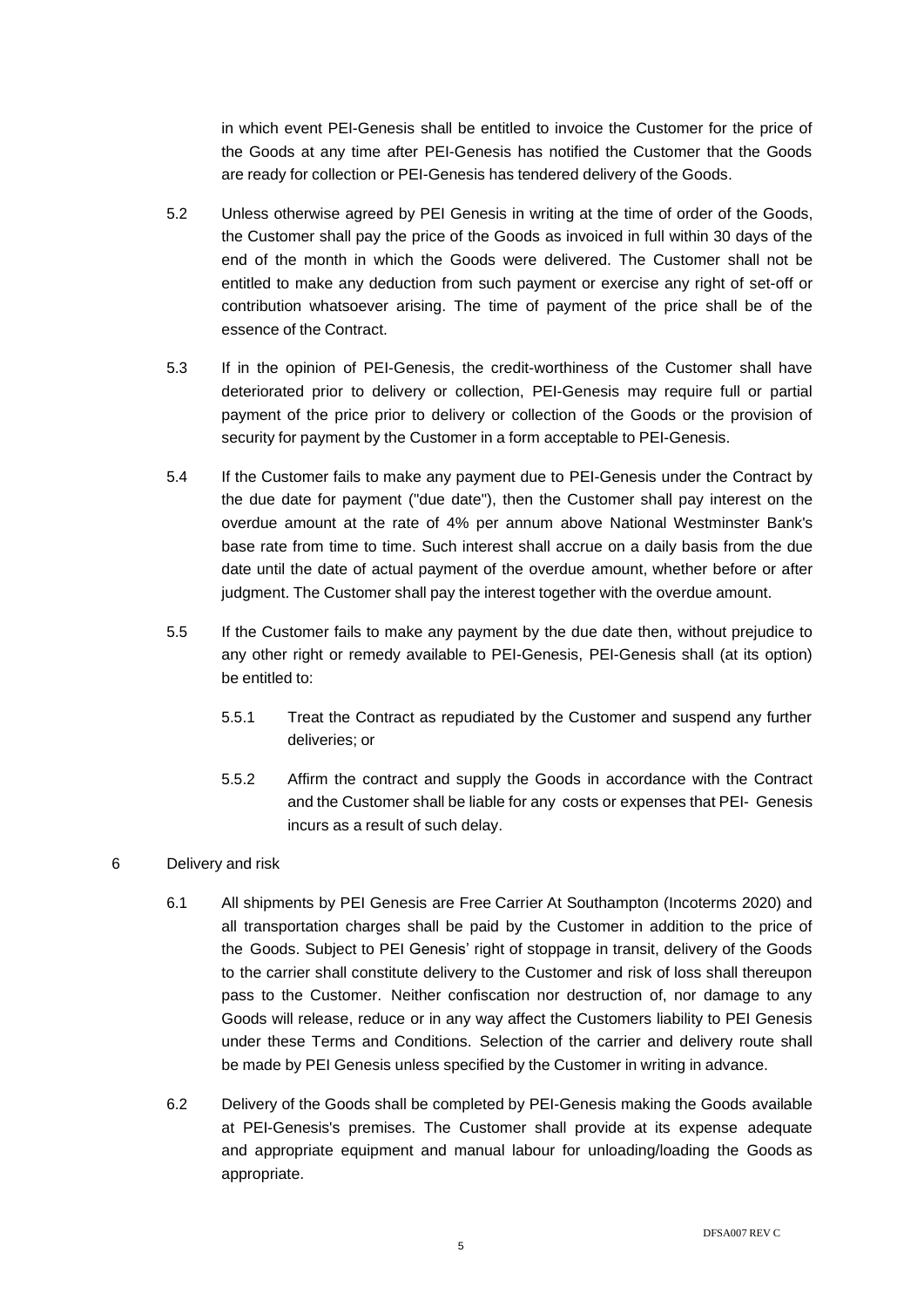in which event PEI-Genesis shall be entitled to invoice the Customer for the price of the Goods at any time after PEI-Genesis has notified the Customer that the Goods are ready for collection or PEI-Genesis has tendered delivery of the Goods.

5.2 Unless otherwise agreed by PEI Genesis in writing at the time of order of the Goods, the Customer shall pay the price of the Goods as invoiced in full within 30 days of the end of the month in which the Goods were delivered. The Customer shall not be entitled to make any deduction from such payment or exercise any right of set-off or contribution whatsoever arising. The time of payment of the price shall be of the essence of the Contract.

5.3 If in the opinion of PEI-Genesis, the credit-worthiness of the Customer shall have deteriorated prior to delivery or collection, PEI-Genesis may require full or partial payment of the price prior to delivery or collection of the Goods or the provision of security for payment by the Customer in a form acceptable to PEI-Genesis.

5.4 If the Customer fails to make any payment due to PEI-Genesis under the Contract by the due date for payment ("due date"), then the Customer shall pay interest on the overdue amount at the rate of 4% per annum above National Westminster Bank's base rate from time to time. Such interest shall accrue on a daily basis from the due date until the date of actual payment of the overdue amount, whether before or after judgment. The Customer shall pay the interest together with the overdue amount.

5.5 If the Customer fails to make any payment by the due date then, without prejudice to any other right or remedy available to PEI-Genesis, PEI-Genesis shall (at its option) be entitled to:

5.5.1 Treat the Contract as repudiated by the Customer and suspend any further deliveries; or

5.5.2 Affirm the contract and supply the Goods in accordance with the Contract and the Customer shall be liable for any costs or expenses that PEI- Genesis incurs as a result of such delay.

6 Delivery and risk

6.1 All shipments by PEI Genesis are Free Carrier At Southampton (Incoterms 2020) and all transportation charges shall be paid by the Customer in addition to the price of the Goods. Subject to PEI Genesis' right of stoppage in transit, delivery of the Goods to the carrier shall constitute delivery to the Customer and risk of loss shall thereupon pass to the Customer. Neither confiscation nor destruction of, nor damage to any Goods will release, reduce or in any way affect the Customers liability to PEI Genesis under these Terms and Conditions. Selection of the carrier and delivery route shall be made by PEI Genesis unless specified by the Customer in writing in advance.

6.2 Delivery of the Goods shall be completed by PEI-Genesis making the Goods available at PEI-Genesis's premises. The Customer shall provide at its expense adequate and appropriate equipment and manual labour for unloading/loading the Goods as appropriate.

DFSA007 REV C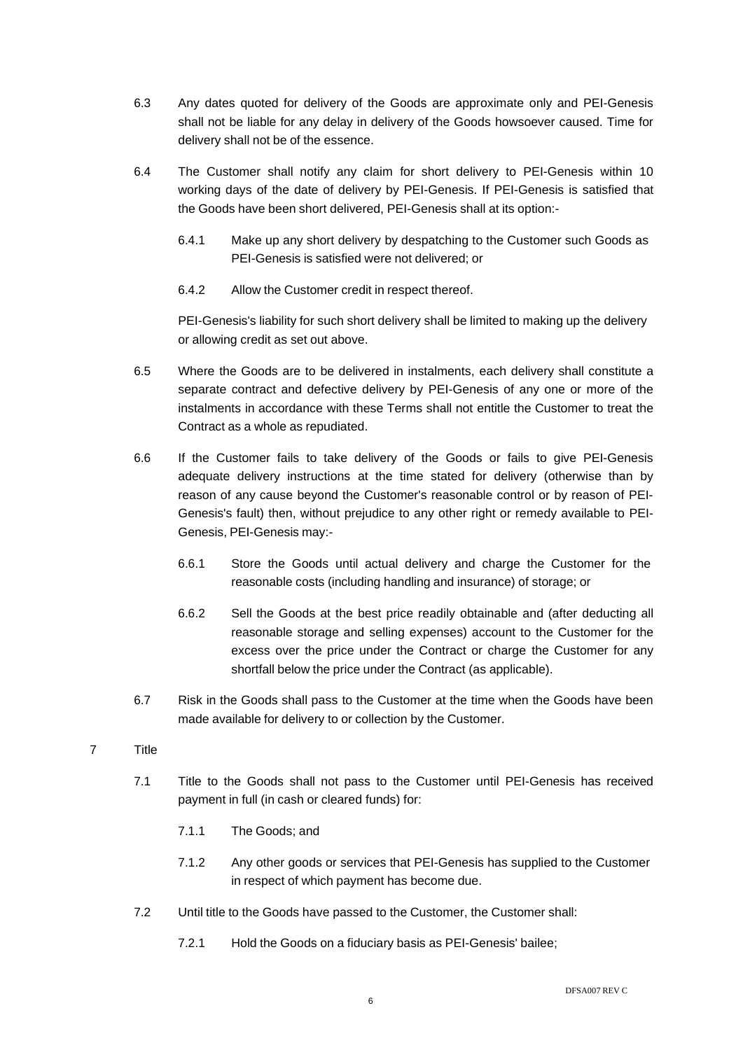6.3 Any dates quoted for delivery of the Goods are approximate only and PEI-Genesis shall not be liable for any delay in delivery of the Goods howsoever caused. Time for delivery shall not be of the essence.

6.4 The Customer shall notify any claim for short delivery to PEI-Genesis within 10 working days of the date of delivery by PEI-Genesis. If PEI-Genesis is satisfied that the Goods have been short delivered, PEI-Genesis shall at its option:-

6.4.1 Make up any short delivery by despatching to the Customer such Goods as PEI-Genesis is satisfied were not delivered; or

6.4.2 Allow the Customer credit in respect thereof.

PEI-Genesis's liability for such short delivery shall be limited to making up the delivery or allowing credit as set out above.

6.5 Where the Goods are to be delivered in instalments, each delivery shall constitute a separate contract and defective delivery by PEI-Genesis of any one or more of the instalments in accordance with these Terms shall not entitle the Customer to treat the Contract as a whole as repudiated.

6.6 If the Customer fails to take delivery of the Goods or fails to give PEI-Genesis adequate delivery instructions at the time stated for delivery (otherwise than by reason of any cause beyond the Customer's reasonable control or by reason of PEI-Genesis's fault) then, without prejudice to any other right or remedy available to PEI-Genesis, PEI-Genesis may:-

6.6.1 Store the Goods until actual delivery and charge the Customer for the reasonable costs (including handling and insurance) of storage; or

6.6.2 Sell the Goods at the best price readily obtainable and (after deducting all reasonable storage and selling expenses) account to the Customer for the excess over the price under the Contract or charge the Customer for any shortfall below the price under the Contract (as applicable).

6.7 Risk in the Goods shall pass to the Customer at the time when the Goods have been made available for delivery to or collection by the Customer.

7 Title

7.1 Title to the Goods shall not pass to the Customer until PEI-Genesis has received payment in full (in cash or cleared funds) for:

7.1.1 The Goods; and

7.1.2 Any other goods or services that PEI-Genesis has supplied to the Customer in respect of which payment has become due.

7.2 Until title to the Goods have passed to the Customer, the Customer shall:

7.2.1 Hold the Goods on a fiduciary basis as PEI-Genesis' bailee;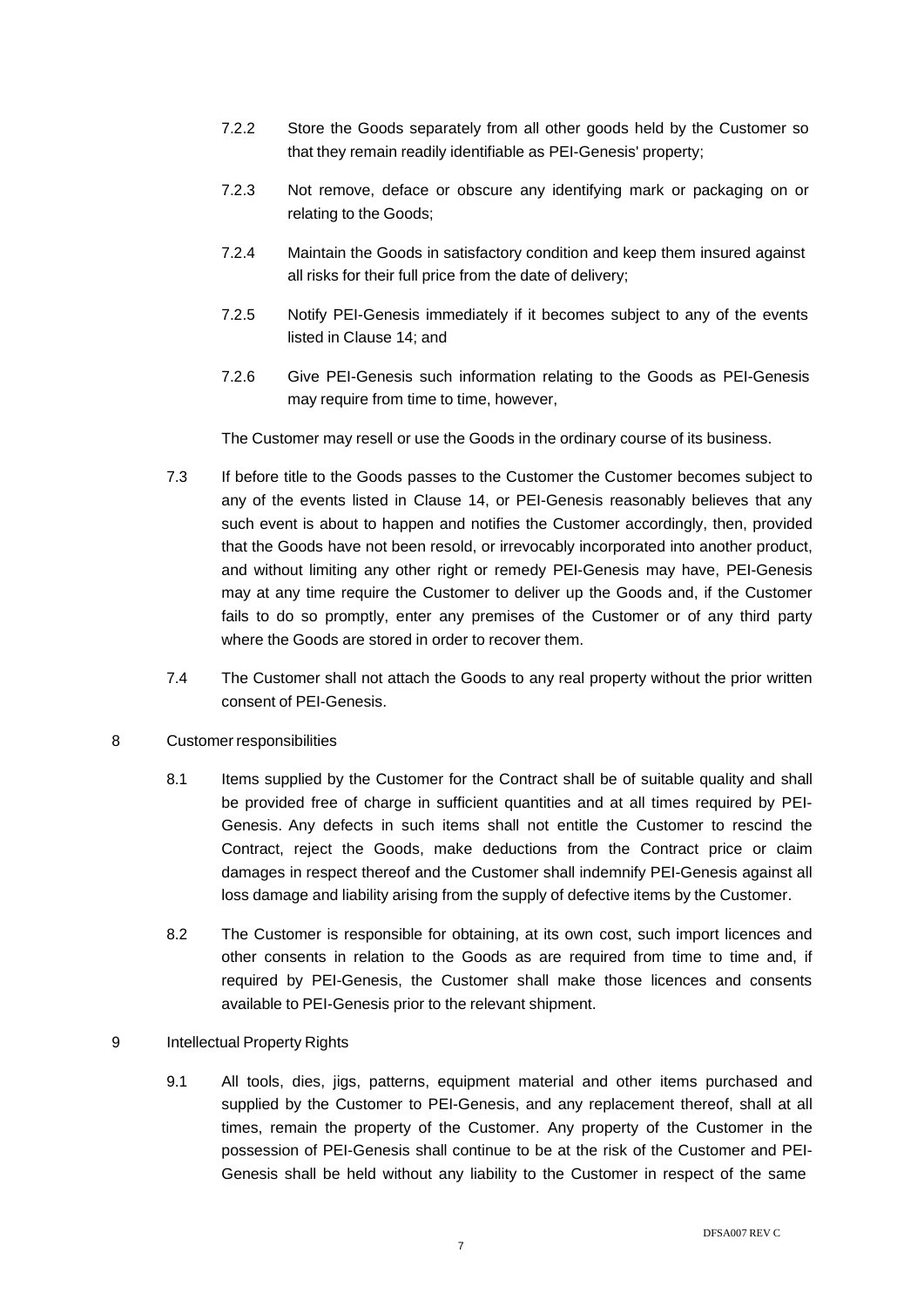7.2.2 Store the Goods separately from all other goods held by the Customer so that they remain readily identifiable as PEI-Genesis' property;

7.2.3 Not remove, deface or obscure any identifying mark or packaging on or relating to the Goods;

7.2.4 Maintain the Goods in satisfactory condition and keep them insured against all risks for their full price from the date of delivery;

7.2.5 Notify PEI-Genesis immediately if it becomes subject to any of the events listed in Clause 14; and

7.2.6 Give PEI-Genesis such information relating to the Goods as PEI-Genesis may require from time to time, however,

The Customer may resell or use the Goods in the ordinary course of its business.

7.3 If before title to the Goods passes to the Customer the Customer becomes subject to any of the events listed in Clause 14, or PEI-Genesis reasonably believes that any such event is about to happen and notifies the Customer accordingly, then, provided that the Goods have not been resold, or irrevocably incorporated into another product, and without limiting any other right or remedy PEI-Genesis may have, PEI-Genesis may at any time require the Customer to deliver up the Goods and, if the Customer fails to do so promptly, enter any premises of the Customer or of any third party where the Goods are stored in order to recover them.

7.4 The Customer shall not attach the Goods to any real property without the prior written consent of PEI-Genesis.

8 Customer responsibilities

8.1 Items supplied by the Customer for the Contract shall be of suitable quality and shall be provided free of charge in sufficient quantities and at all times required by PEI-Genesis. Any defects in such items shall not entitle the Customer to rescind the Contract, reject the Goods, make deductions from the Contract price or claim damages in respect thereof and the Customer shall indemnify PEI-Genesis against all loss damage and liability arising from the supply of defective items by the Customer.

8.2 The Customer is responsible for obtaining, at its own cost, such import licences and other consents in relation to the Goods as are required from time to time and, if required by PEI-Genesis, the Customer shall make those licences and consents available to PEI-Genesis prior to the relevant shipment.

9 Intellectual Property Rights

9.1 All tools, dies, jigs, patterns, equipment material and other items purchased and supplied by the Customer to PEI-Genesis, and any replacement thereof, shall at all times, remain the property of the Customer. Any property of the Customer in the possession of PEI-Genesis shall continue to be at the risk of the Customer and PEI-Genesis shall be held without any liability to the Customer in respect of the same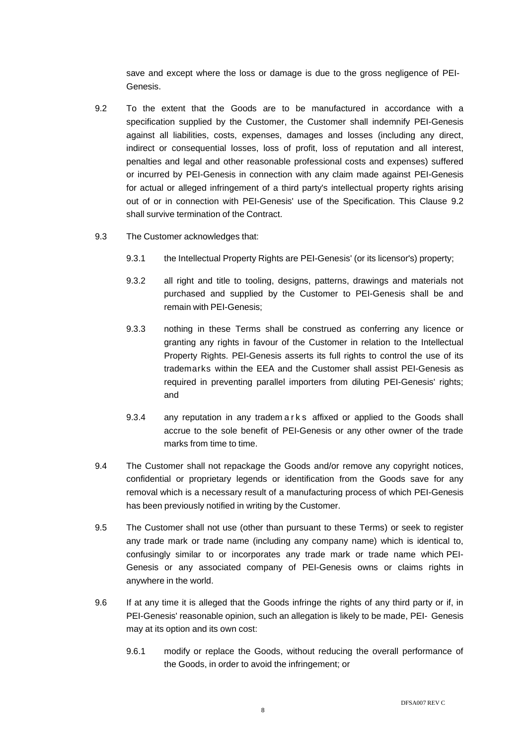save and except where the loss or damage is due to the gross negligence of PEI-Genesis.

9.2 To the extent that the Goods are to be manufactured in accordance with a specification supplied by the Customer, the Customer shall indemnify PEI-Genesis against all liabilities, costs, expenses, damages and losses (including any direct, indirect or consequential losses, loss of profit, loss of reputation and all interest, penalties and legal and other reasonable professional costs and expenses) suffered or incurred by PEI-Genesis in connection with any claim made against PEI-Genesis for actual or alleged infringement of a third party's intellectual property rights arising out of or in connection with PEI-Genesis' use of the Specification. This Clause 9.2 shall survive termination of the Contract.

9.3 The Customer acknowledges that:

9.3.1 the Intellectual Property Rights are PEI-Genesis' (or its licensor's) property;

9.3.2 all right and title to tooling, designs, patterns, drawings and materials not purchased and supplied by the Customer to PEI-Genesis shall be and remain with PEI-Genesis;

9.3.3 nothing in these Terms shall be construed as conferring any licence or granting any rights in favour of the Customer in relation to the Intellectual Property Rights. PEI-Genesis asserts its full rights to control the use of its trademarks within the EEA and the Customer shall assist PEI-Genesis as required in preventing parallel importers from diluting PEI-Genesis' rights; and

9.3.4 any reputation in any trademarks affixed or applied to the Goods shall accrue to the sole benefit of PEI-Genesis or any other owner of the trade marks from time to time.

9.4 The Customer shall not repackage the Goods and/or remove any copyright notices, confidential or proprietary legends or identification from the Goods save for any removal which is a necessary result of a manufacturing process of which PEI-Genesis has been previously notified in writing by the Customer.

9.5 The Customer shall not use (other than pursuant to these Terms) or seek to register any trade mark or trade name (including any company name) which is identical to, confusingly similar to or incorporates any trade mark or trade name which PEI-Genesis or any associated company of PEI-Genesis owns or claims rights in anywhere in the world.

9.6 If at any time it is alleged that the Goods infringe the rights of any third party or if, in PEI-Genesis' reasonable opinion, such an allegation is likely to be made, PEI- Genesis may at its option and its own cost:

9.6.1 modify or replace the Goods, without reducing the overall performance of the Goods, in order to avoid the infringement; or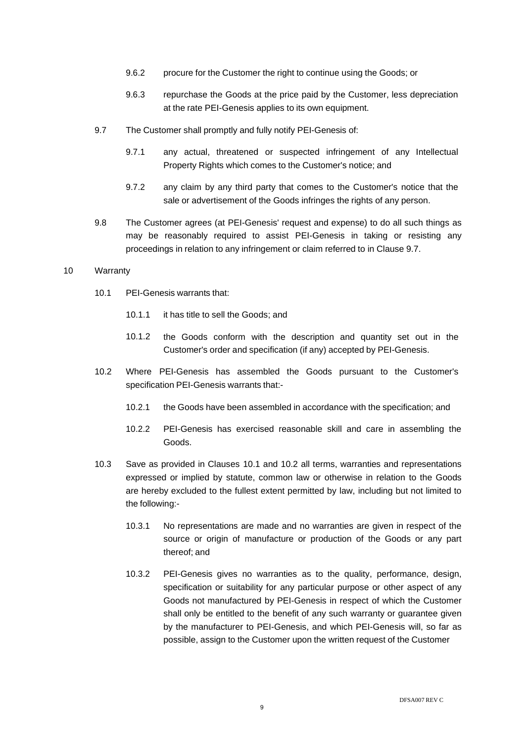9.6.2 procure for the Customer the right to continue using the Goods; or

9.6.3 repurchase the Goods at the price paid by the Customer, less depreciation at the rate PEI-Genesis applies to its own equipment.

9.7 The Customer shall promptly and fully notify PEI-Genesis of:

9.7.1 any actual, threatened or suspected infringement of any Intellectual Property Rights which comes to the Customer's notice; and

9.7.2 any claim by any third party that comes to the Customer's notice that the sale or advertisement of the Goods infringes the rights of any person.

9.8 The Customer agrees (at PEI-Genesis' request and expense) to do all such things as may be reasonably required to assist PEI-Genesis in taking or resisting any proceedings in relation to any infringement or claim referred to in Clause 9.7.

10 Warranty

10.1 PEI-Genesis warrants that:

10.1.1 it has title to sell the Goods; and

10.1.2 the Goods conform with the description and quantity set out in the Customer's order and specification (if any) accepted by PEI-Genesis.

10.2 Where PEI-Genesis has assembled the Goods pursuant to the Customer's specification PEI-Genesis warrants that:-

10.2.1 the Goods have been assembled in accordance with the specification; and

10.2.2 PEI-Genesis has exercised reasonable skill and care in assembling the Goods.

10.3 Save as provided in Clauses 10.1 and 10.2 all terms, warranties and representations expressed or implied by statute, common law or otherwise in relation to the Goods are hereby excluded to the fullest extent permitted by law, including but not limited to the following:-

10.3.1 No representations are made and no warranties are given in respect of the source or origin of manufacture or production of the Goods or any part thereof; and

10.3.2 PEI-Genesis gives no warranties as to the quality, performance, design, specification or suitability for any particular purpose or other aspect of any Goods not manufactured by PEI-Genesis in respect of which the Customer shall only be entitled to the benefit of any such warranty or guarantee given by the manufacturer to PEI-Genesis, and which PEI-Genesis will, so far as possible, assign to the Customer upon the written request of the Customer

DFSA007 REV C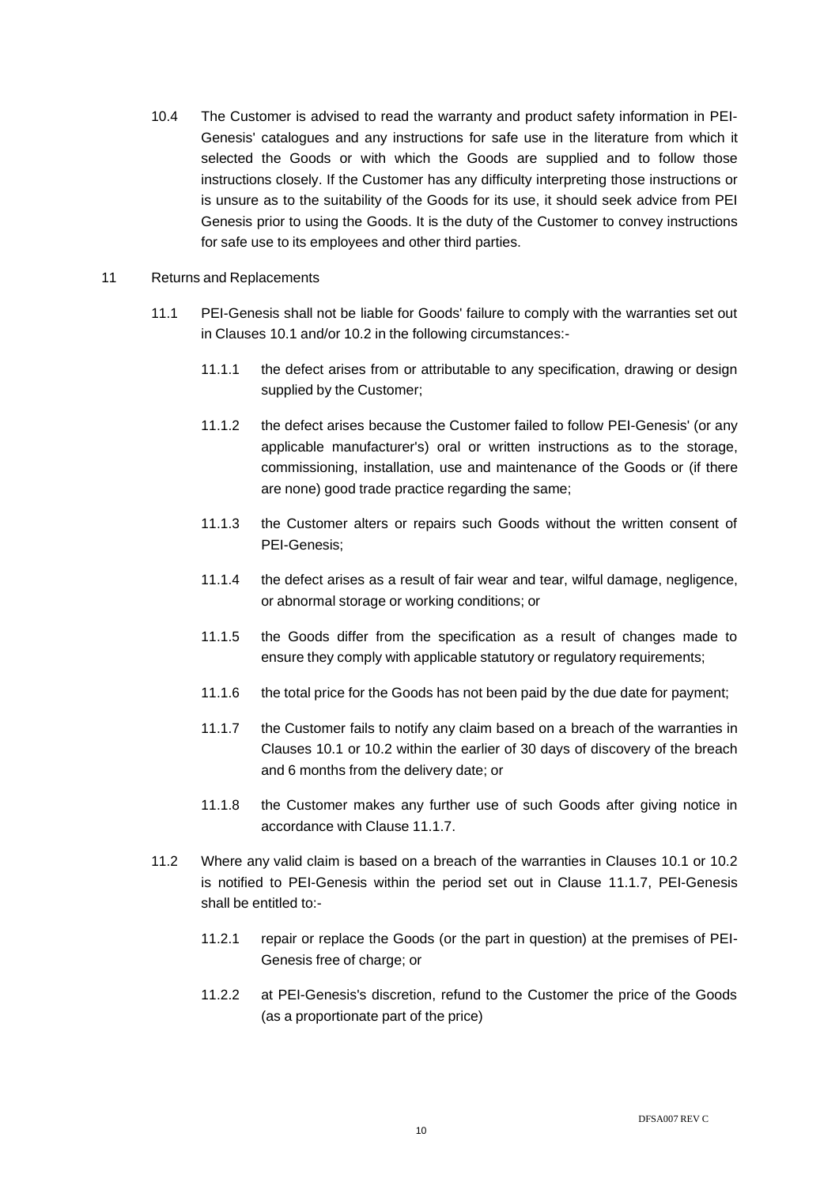10.4 The Customer is advised to read the warranty and product safety information in PEI-Genesis' catalogues and any instructions for safe use in the literature from which it selected the Goods or with which the Goods are supplied and to follow those instructions closely. If the Customer has any difficulty interpreting those instructions or is unsure as to the suitability of the Goods for its use, it should seek advice from PEI Genesis prior to using the Goods. It is the duty of the Customer to convey instructions for safe use to its employees and other third parties.

11 Returns and Replacements

11.1 PEI-Genesis shall not be liable for Goods' failure to comply with the warranties set out in Clauses 10.1 and/or 10.2 in the following circumstances:-

11.1.1 the defect arises from or attributable to any specification, drawing or design supplied by the Customer;

11.1.2 the defect arises because the Customer failed to follow PEI-Genesis' (or any applicable manufacturer's) oral or written instructions as to the storage, commissioning, installation, use and maintenance of the Goods or (if there are none) good trade practice regarding the same;

11.1.3 the Customer alters or repairs such Goods without the written consent of PEI-Genesis;

11.1.4 the defect arises as a result of fair wear and tear, wilful damage, negligence, or abnormal storage or working conditions; or

11.1.5 the Goods differ from the specification as a result of changes made to ensure they comply with applicable statutory or regulatory requirements;

11.1.6 the total price for the Goods has not been paid by the due date for payment;

11.1.7 the Customer fails to notify any claim based on a breach of the warranties in Clauses 10.1 or 10.2 within the earlier of 30 days of discovery of the breach and 6 months from the delivery date; or

11.1.8 the Customer makes any further use of such Goods after giving notice in accordance with Clause 11.1.7.

11.2 Where any valid claim is based on a breach of the warranties in Clauses 10.1 or 10.2 is notified to PEI-Genesis within the period set out in Clause 11.1.7, PEI-Genesis shall be entitled to:-

11.2.1 repair or replace the Goods (or the part in question) at the premises of PEI-Genesis free of charge; or

11.2.2 at PEI-Genesis's discretion, refund to the Customer the price of the Goods (as a proportionate part of the price)

DFSA007 REV C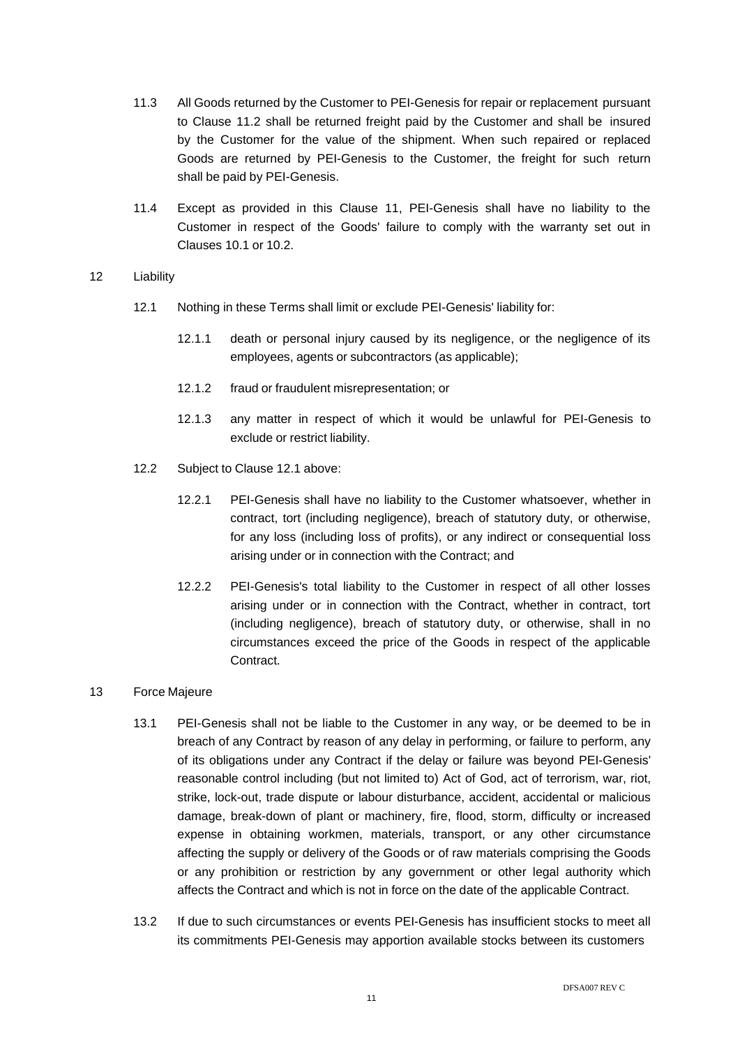11.3 All Goods returned by the Customer to PEI-Genesis for repair or replacement pursuant to Clause 11.2 shall be returned freight paid by the Customer and shall be insured by the Customer for the value of the shipment. When such repaired or replaced Goods are returned by PEI-Genesis to the Customer, the freight for such return shall be paid by PEI-Genesis.

11.4 Except as provided in this Clause 11, PEI-Genesis shall have no liability to the Customer in respect of the Goods' failure to comply with the warranty set out in Clauses 10.1 or 10.2.

## 12 Liability

12.1 Nothing in these Terms shall limit or exclude PEI-Genesis' liability for:

12.1.1 death or personal injury caused by its negligence, or the negligence of its employees, agents or subcontractors (as applicable);

12.1.2 fraud or fraudulent misrepresentation; or

12.1.3 any matter in respect of which it would be unlawful for PEI-Genesis to exclude or restrict liability.

12.2 Subject to Clause 12.1 above:

12.2.1 PEI-Genesis shall have no liability to the Customer whatsoever, whether in contract, tort (including negligence), breach of statutory duty, or otherwise, for any loss (including loss of profits), or any indirect or consequential loss arising under or in connection with the Contract; and

12.2.2 PEI-Genesis's total liability to the Customer in respect of all other losses arising under or in connection with the Contract, whether in contract, tort (including negligence), breach of statutory duty, or otherwise, shall in no circumstances exceed the price of the Goods in respect of the applicable Contract.

## 13 Force Majeure

13.1 PEI-Genesis shall not be liable to the Customer in any way, or be deemed to be in breach of any Contract by reason of any delay in performing, or failure to perform, any of its obligations under any Contract if the delay or failure was beyond PEI-Genesis' reasonable control including (but not limited to) Act of God, act of terrorism, war, riot, strike, lock-out, trade dispute or labour disturbance, accident, accidental or malicious damage, break-down of plant or machinery, fire, flood, storm, difficulty or increased expense in obtaining workmen, materials, transport, or any other circumstance affecting the supply or delivery of the Goods or of raw materials comprising the Goods or any prohibition or restriction by any government or other legal authority which affects the Contract and which is not in force on the date of the applicable Contract.

13.2 If due to such circumstances or events PEI-Genesis has insufficient stocks to meet all its commitments PEI-Genesis may apportion available stocks between its customers

DFSA007 REV C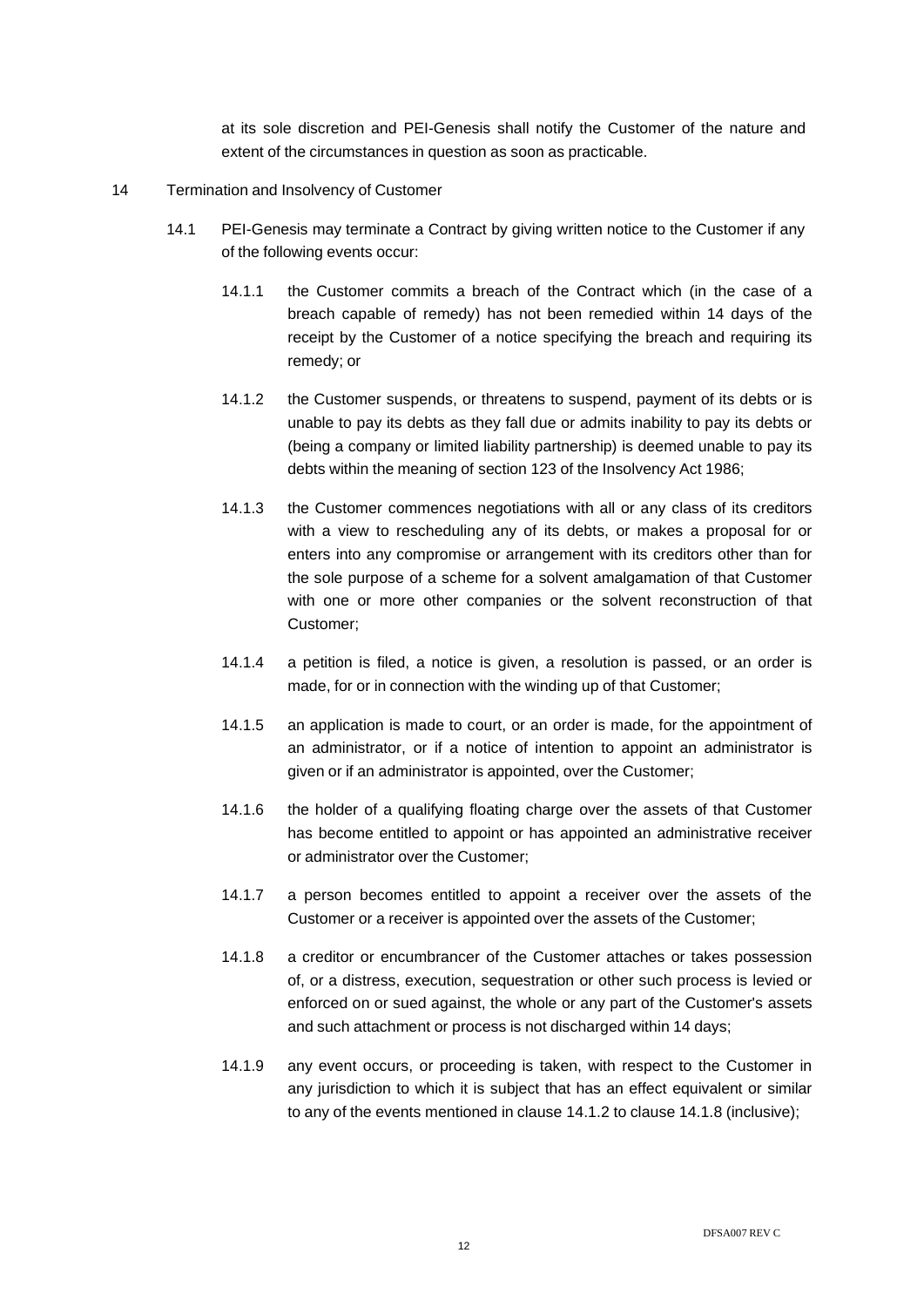at its sole discretion and PEI-Genesis shall notify the Customer of the nature and extent of the circumstances in question as soon as practicable.

14 Termination and Insolvency of Customer

14.1 PEI-Genesis may terminate a Contract by giving written notice to the Customer if any of the following events occur:

14.1.1 the Customer commits a breach of the Contract which (in the case of a breach capable of remedy) has not been remedied within 14 days of the receipt by the Customer of a notice specifying the breach and requiring its remedy; or

14.1.2 the Customer suspends, or threatens to suspend, payment of its debts or is unable to pay its debts as they fall due or admits inability to pay its debts or (being a company or limited liability partnership) is deemed unable to pay its debts within the meaning of section 123 of the Insolvency Act 1986;

14.1.3 the Customer commences negotiations with all or any class of its creditors with a view to rescheduling any of its debts, or makes a proposal for or enters into any compromise or arrangement with its creditors other than for the sole purpose of a scheme for a solvent amalgamation of that Customer with one or more other companies or the solvent reconstruction of that Customer;

14.1.4 a petition is filed, a notice is given, a resolution is passed, or an order is made, for or in connection with the winding up of that Customer;

14.1.5 an application is made to court, or an order is made, for the appointment of an administrator, or if a notice of intention to appoint an administrator is given or if an administrator is appointed, over the Customer;

14.1.6 the holder of a qualifying floating charge over the assets of that Customer has become entitled to appoint or has appointed an administrative receiver or administrator over the Customer;

14.1.7 a person becomes entitled to appoint a receiver over the assets of the Customer or a receiver is appointed over the assets of the Customer;

14.1.8 a creditor or encumbrancer of the Customer attaches or takes possession of, or a distress, execution, sequestration or other such process is levied or enforced on or sued against, the whole or any part of the Customer's assets and such attachment or process is not discharged within 14 days;

14.1.9 any event occurs, or proceeding is taken, with respect to the Customer in any jurisdiction to which it is subject that has an effect equivalent or similar to any of the events mentioned in clause 14.1.2 to clause 14.1.8 (inclusive);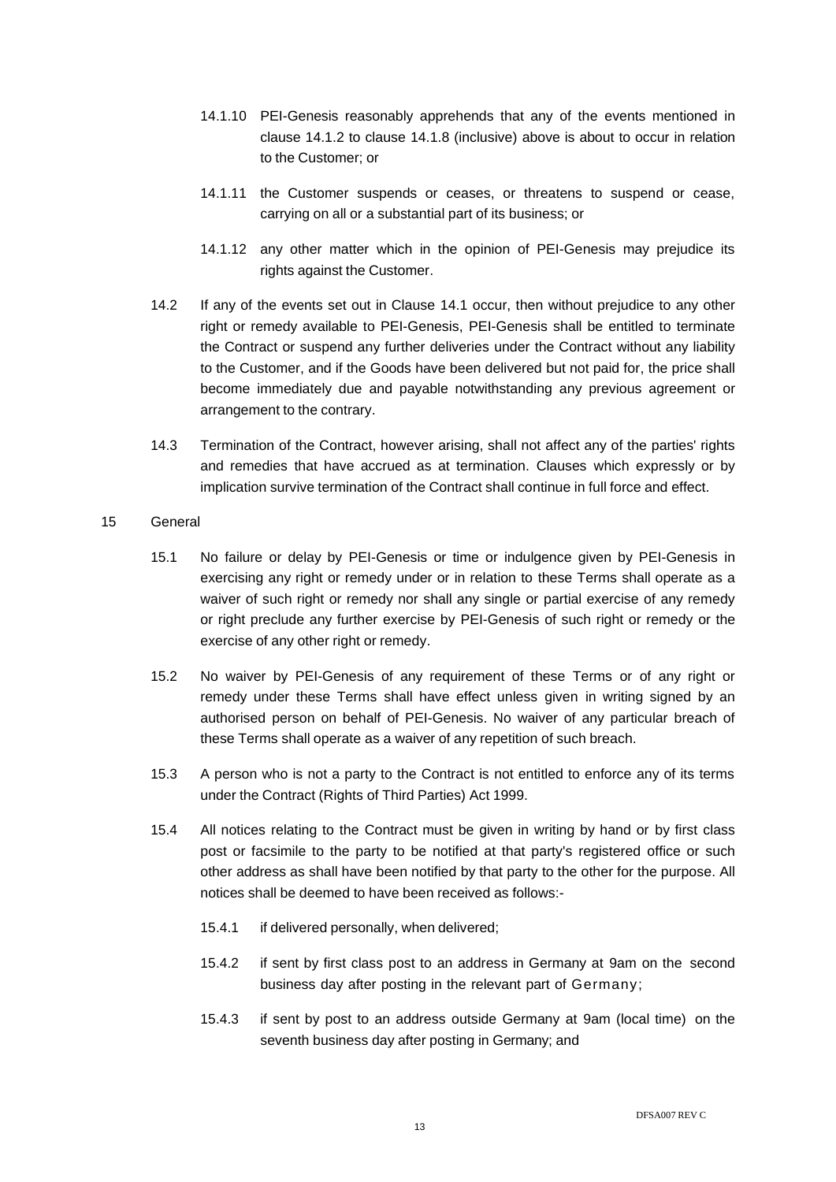14.1.10 PEI-Genesis reasonably apprehends that any of the events mentioned in clause 14.1.2 to clause 14.1.8 (inclusive) above is about to occur in relation to the Customer; or

14.1.11 the Customer suspends or ceases, or threatens to suspend or cease, carrying on all or a substantial part of its business; or

14.1.12 any other matter which in the opinion of PEI-Genesis may prejudice its rights against the Customer.

14.2 If any of the events set out in Clause 14.1 occur, then without prejudice to any other right or remedy available to PEI-Genesis, PEI-Genesis shall be entitled to terminate the Contract or suspend any further deliveries under the Contract without any liability to the Customer, and if the Goods have been delivered but not paid for, the price shall become immediately due and payable notwithstanding any previous agreement or arrangement to the contrary.

14.3 Termination of the Contract, however arising, shall not affect any of the parties' rights and remedies that have accrued as at termination. Clauses which expressly or by implication survive termination of the Contract shall continue in full force and effect.

15 General

15.1 No failure or delay by PEI-Genesis or time or indulgence given by PEI-Genesis in exercising any right or remedy under or in relation to these Terms shall operate as a waiver of such right or remedy nor shall any single or partial exercise of any remedy or right preclude any further exercise by PEI-Genesis of such right or remedy or the exercise of any other right or remedy.

15.2 No waiver by PEI-Genesis of any requirement of these Terms or of any right or remedy under these Terms shall have effect unless given in writing signed by an authorised person on behalf of PEI-Genesis. No waiver of any particular breach of these Terms shall operate as a waiver of any repetition of such breach.

15.3 A person who is not a party to the Contract is not entitled to enforce any of its terms under the Contract (Rights of Third Parties) Act 1999.

15.4 All notices relating to the Contract must be given in writing by hand or by first class post or facsimile to the party to be notified at that party's registered office or such other address as shall have been notified by that party to the other for the purpose. All notices shall be deemed to have been received as follows:-

15.4.1 if delivered personally, when delivered;

15.4.2 if sent by first class post to an address in Germany at 9am on the second business day after posting in the relevant part of Germany;

15.4.3 if sent by post to an address outside Germany at 9am (local time) on the seventh business day after posting in Germany; and

DFSA007 REV C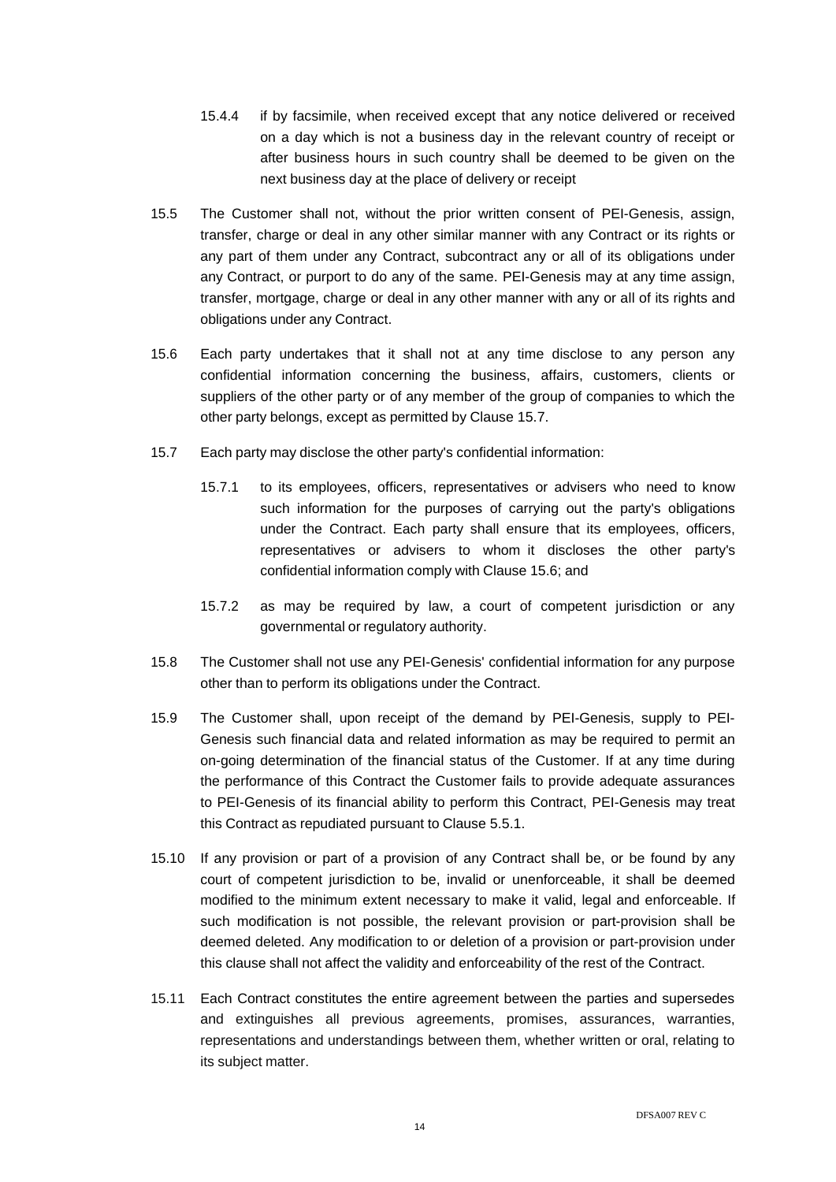15.4.4 if by facsimile, when received except that any notice delivered or received on a day which is not a business day in the relevant country of receipt or after business hours in such country shall be deemed to be given on the next business day at the place of delivery or receipt

15.5 The Customer shall not, without the prior written consent of PEI-Genesis, assign, transfer, charge or deal in any other similar manner with any Contract or its rights or any part of them under any Contract, subcontract any or all of its obligations under any Contract, or purport to do any of the same. PEI-Genesis may at any time assign, transfer, mortgage, charge or deal in any other manner with any or all of its rights and obligations under any Contract.

15.6 Each party undertakes that it shall not at any time disclose to any person any confidential information concerning the business, affairs, customers, clients or suppliers of the other party or of any member of the group of companies to which the other party belongs, except as permitted by Clause 15.7.

15.7 Each party may disclose the other party's confidential information:

15.7.1 to its employees, officers, representatives or advisers who need to know such information for the purposes of carrying out the party's obligations under the Contract. Each party shall ensure that its employees, officers, representatives or advisers to whom it discloses the other party's confidential information comply with Clause 15.6; and

15.7.2 as may be required by law, a court of competent jurisdiction or any governmental or regulatory authority.

15.8 The Customer shall not use any PEI-Genesis' confidential information for any purpose other than to perform its obligations under the Contract.

15.9 The Customer shall, upon receipt of the demand by PEI-Genesis, supply to PEI-Genesis such financial data and related information as may be required to permit an on-going determination of the financial status of the Customer. If at any time during the performance of this Contract the Customer fails to provide adequate assurances to PEI-Genesis of its financial ability to perform this Contract, PEI-Genesis may treat this Contract as repudiated pursuant to Clause 5.5.1.

15.10 If any provision or part of a provision of any Contract shall be, or be found by any court of competent jurisdiction to be, invalid or unenforceable, it shall be deemed modified to the minimum extent necessary to make it valid, legal and enforceable. If such modification is not possible, the relevant provision or part-provision shall be deemed deleted. Any modification to or deletion of a provision or part-provision under this clause shall not affect the validity and enforceability of the rest of the Contract.

15.11 Each Contract constitutes the entire agreement between the parties and supersedes and extinguishes all previous agreements, promises, assurances, warranties, representations and understandings between them, whether written or oral, relating to its subject matter.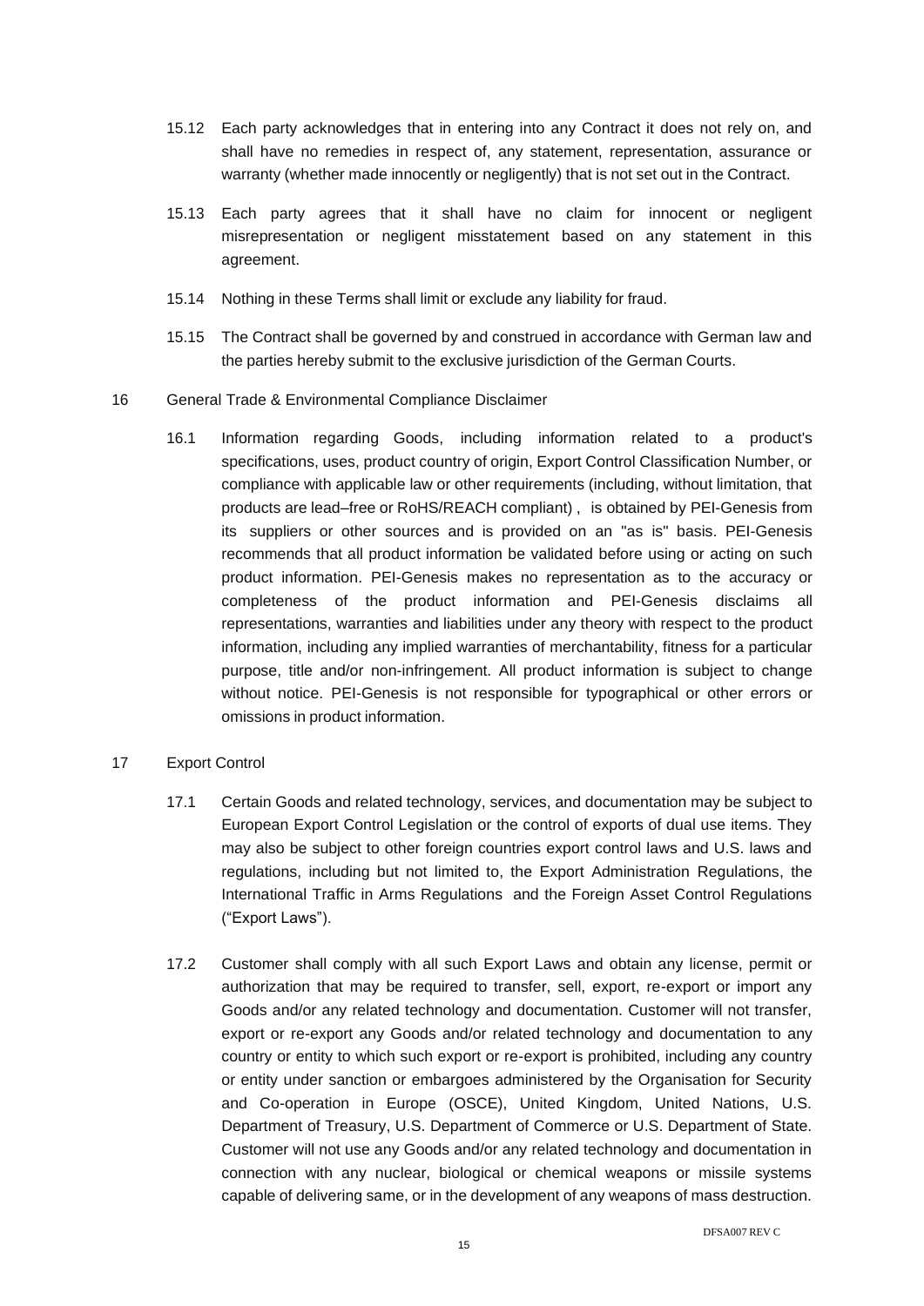15.12 Each party acknowledges that in entering into any Contract it does not rely on, and shall have no remedies in respect of, any statement, representation, assurance or warranty (whether made innocently or negligently) that is not set out in the Contract.

15.13 Each party agrees that it shall have no claim for innocent or negligent misrepresentation or negligent misstatement based on any statement in this agreement.

15.14 Nothing in these Terms shall limit or exclude any liability for fraud.

15.15 The Contract shall be governed by and construed in accordance with German law and the parties hereby submit to the exclusive jurisdiction of the German Courts.

16 General Trade & Environmental Compliance Disclaimer

16.1 Information regarding Goods, including information related to a product's specifications, uses, product country of origin, Export Control Classification Number, or compliance with applicable law or other requirements (including, without limitation, that products are lead–free or RoHS/REACH compliant) , is obtained by PEI-Genesis from its suppliers or other sources and is provided on an "as is" basis. PEI-Genesis recommends that all product information be validated before using or acting on such product information. PEI-Genesis makes no representation as to the accuracy or completeness of the product information and PEI-Genesis disclaims all representations, warranties and liabilities under any theory with respect to the product information, including any implied warranties of merchantability, fitness for a particular purpose, title and/or non-infringement. All product information is subject to change without notice. PEI-Genesis is not responsible for typographical or other errors or omissions in product information.

17 Export Control

17.1 Certain Goods and related technology, services, and documentation may be subject to European Export Control Legislation or the control of exports of dual use items. They may also be subject to other foreign countries export control laws and U.S. laws and regulations, including but not limited to, the Export Administration Regulations, the International Traffic in Arms Regulations and the Foreign Asset Control Regulations ("Export Laws").

17.2 Customer shall comply with all such Export Laws and obtain any license, permit or authorization that may be required to transfer, sell, export, re-export or import any Goods and/or any related technology and documentation. Customer will not transfer, export or re-export any Goods and/or related technology and documentation to any country or entity to which such export or re-export is prohibited, including any country or entity under sanction or embargoes administered by the Organisation for Security and Co-operation in Europe (OSCE), United Kingdom, United Nations, U.S. Department of Treasury, U.S. Department of Commerce or U.S. Department of State. Customer will not use any Goods and/or any related technology and documentation in connection with any nuclear, biological or chemical weapons or missile systems capable of delivering same, or in the development of any weapons of mass destruction.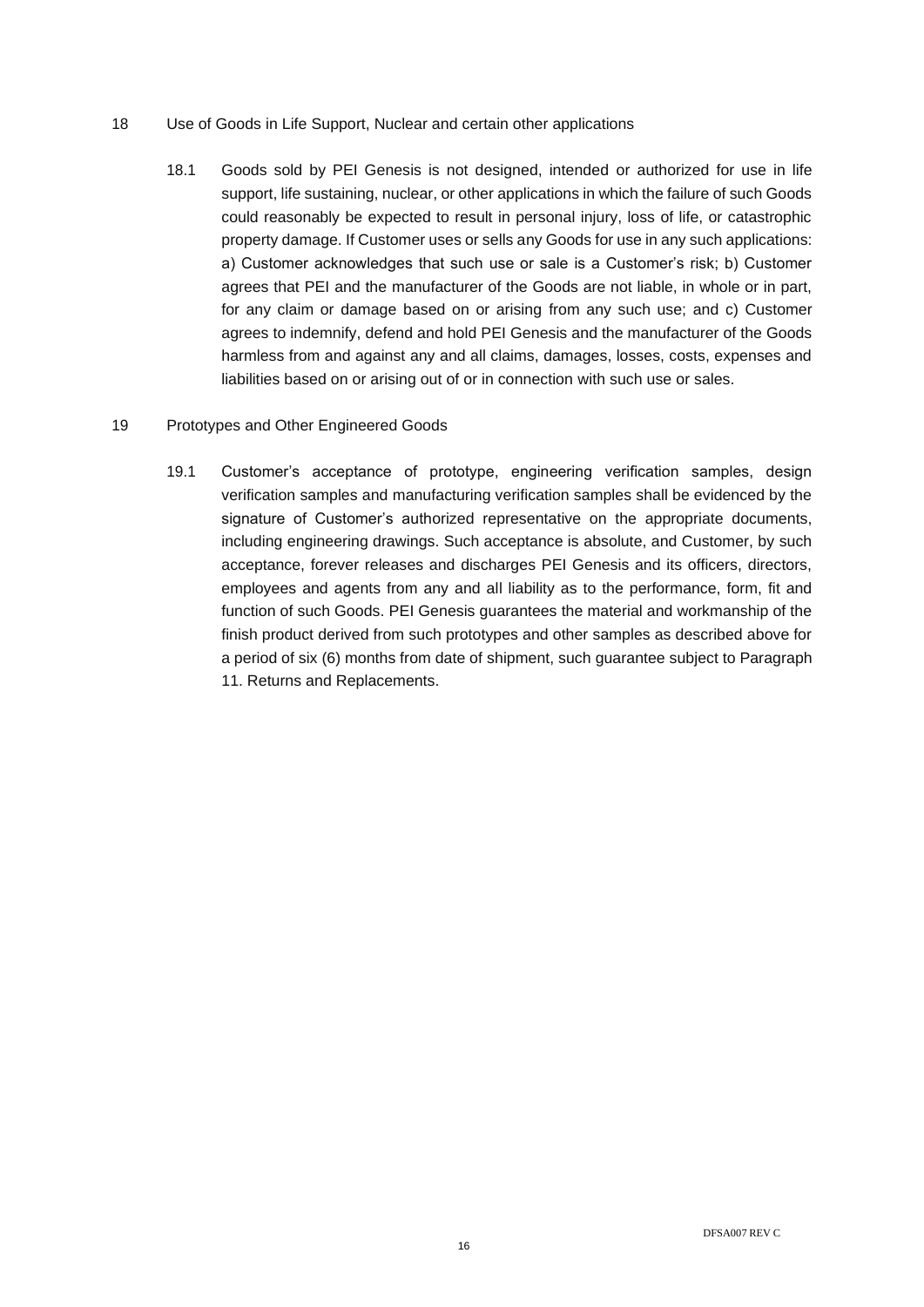## 18 Use of Goods in Life Support, Nuclear and certain other applications

18.1 Goods sold by PEI Genesis is not designed, intended or authorized for use in life support, life sustaining, nuclear, or other applications in which the failure of such Goods could reasonably be expected to result in personal injury, loss of life, or catastrophic property damage. If Customer uses or sells any Goods for use in any such applications: a) Customer acknowledges that such use or sale is a Customer's risk; b) Customer agrees that PEI and the manufacturer of the Goods are not liable, in whole or in part, for any claim or damage based on or arising from any such use; and c) Customer agrees to indemnify, defend and hold PEI Genesis and the manufacturer of the Goods harmless from and against any and all claims, damages, losses, costs, expenses and liabilities based on or arising out of or in connection with such use or sales.

## 19 Prototypes and Other Engineered Goods

19.1 Customer's acceptance of prototype, engineering verification samples, design verification samples and manufacturing verification samples shall be evidenced by the signature of Customer's authorized representative on the appropriate documents, including engineering drawings. Such acceptance is absolute, and Customer, by such acceptance, forever releases and discharges PEI Genesis and its officers, directors, employees and agents from any and all liability as to the performance, form, fit and function of such Goods. PEI Genesis guarantees the material and workmanship of the finish product derived from such prototypes and other samples as described above for a period of six (6) months from date of shipment, such guarantee subject to Paragraph 11. Returns and Replacements.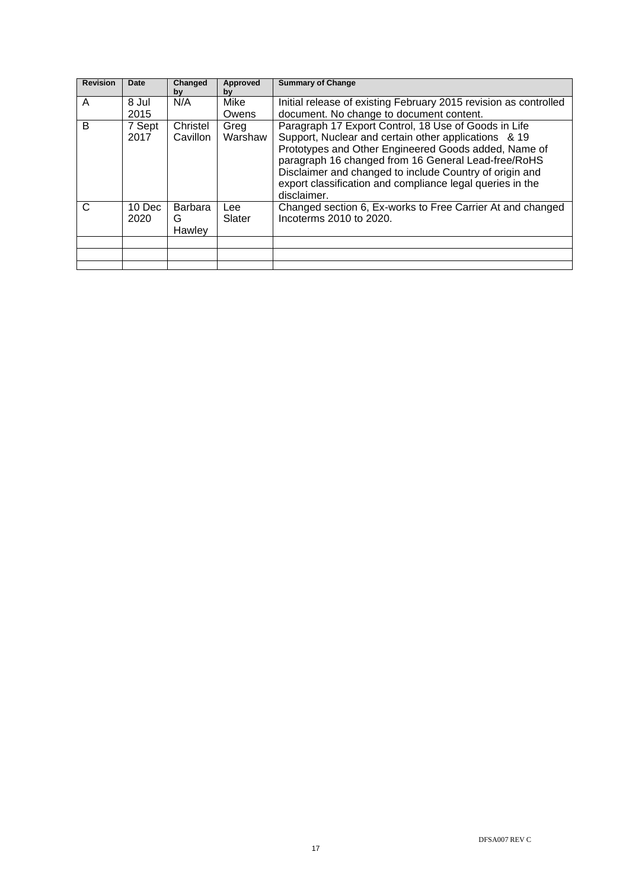| Revision | Date | Changed by | Approved by | Summary of Change |
|---|---|---|---|---|
| A | 8 Jul 2015 | N/A | Mike Owens | Initial release of existing February 2015 revision as controlled document. No change to document content. |
| B | 7 Sept 2017 | Christel Cavillon | Greg Warshaw | Paragraph 17 Export Control, 18 Use of Goods in Life Support, Nuclear and certain other applications & 19 Prototypes and Other Engineered Goods added, Name of paragraph 16 changed from 16 General Lead-free/RoHS Disclaimer and changed to include Country of origin and export classification and compliance legal queries in the disclaimer. |
| C | 10 Dec 2020 | Barbara G Hawley | Lee Slater | Changed section 6, Ex-works to Free Carrier At and changed Incoterms 2010 to 2020. |
| | | | | |
| | | | | |
| | | | | |

DFSA007 REV C